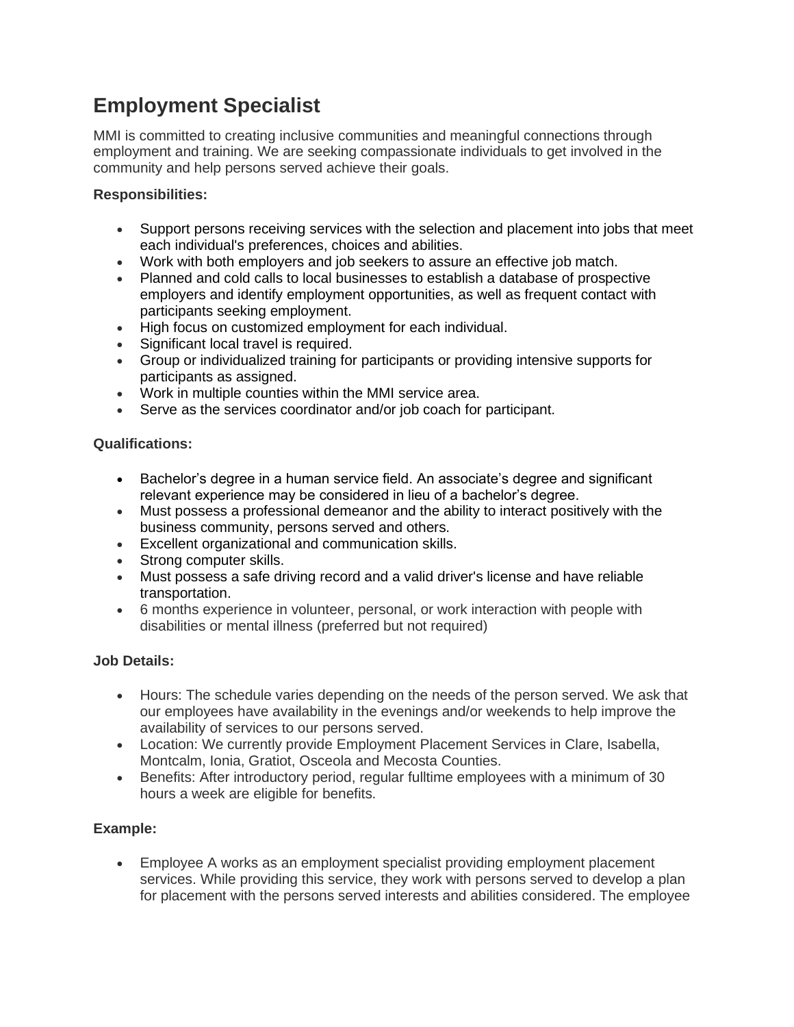# Employment Specialist

MMI is committed to creating inclusive communities and meaningful connections through employment and training. We are seeking compassionate individuals to get involved in the community and help persons served achieve their goals.

**Responsibilities:**

- Support persons receiving services with the selection and placement into jobs that meet each individual's preferences, choices and abilities.
- Work with both employers and job seekers to assure an effective job match.
- Planned and cold calls to local businesses to establish a database of prospective employers and identify employment opportunities, as well as frequent contact with participants seeking employment.
- High focus on customized employment for each individual.
- Significant local travel is required.
- Group or individualized training for participants or providing intensive supports for participants as assigned.
- Work in multiple counties within the MMI service area.
- Serve as the services coordinator and/or job coach for participant.

**Qualifications:**

- Bachelor's degree in a human service field. An associate's degree and significant relevant experience may be considered in lieu of a bachelor's degree.
- Must possess a professional demeanor and the ability to interact positively with the business community, persons served and others.
- Excellent organizational and communication skills.
- Strong computer skills.
- Must possess a safe driving record and a valid driver's license and have reliable transportation.
- 6 months experience in volunteer, personal, or work interaction with people with disabilities or mental illness (preferred but not required)

**Job Details:**

- Hours: The schedule varies depending on the needs of the person served. We ask that our employees have availability in the evenings and/or weekends to help improve the availability of services to our persons served.
- Location: We currently provide Employment Placement Services in Clare, Isabella, Montcalm, Ionia, Gratiot, Osceola and Mecosta Counties.
- Benefits: After introductory period, regular fulltime employees with a minimum of 30 hours a week are eligible for benefits.

**Example:**

- Employee A works as an employment specialist providing employment placement services. While providing this service, they work with persons served to develop a plan for placement with the persons served interests and abilities considered. The employee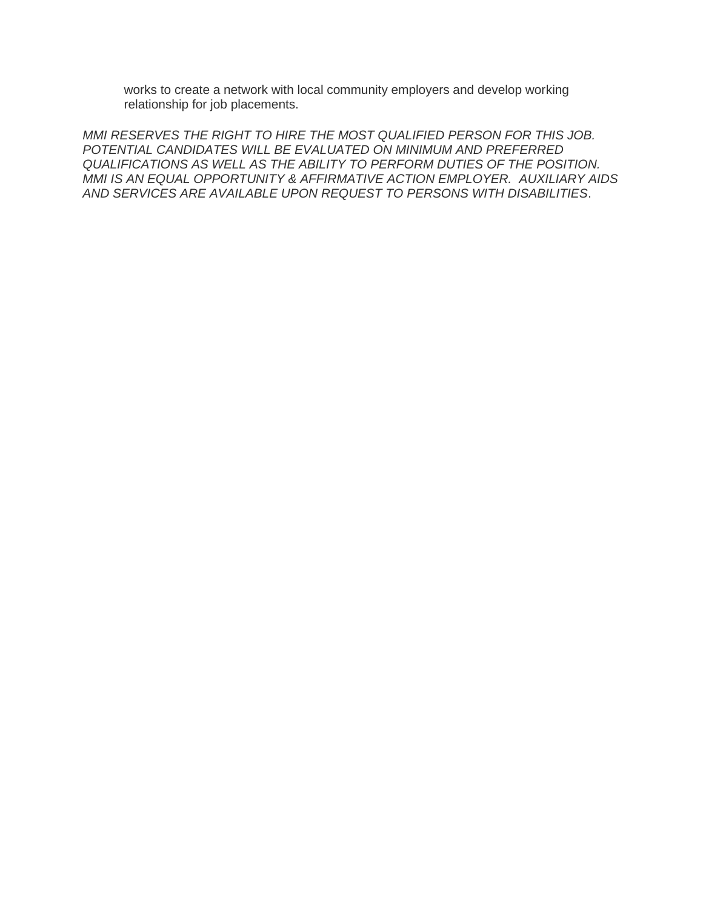works to create a network with local community employers and develop working relationship for job placements.

*MMI RESERVES THE RIGHT TO HIRE THE MOST QUALIFIED PERSON FOR THIS JOB. POTENTIAL CANDIDATES WILL BE EVALUATED ON MINIMUM AND PREFERRED QUALIFICATIONS AS WELL AS THE ABILITY TO PERFORM DUTIES OF THE POSITION. MMI IS AN EQUAL OPPORTUNITY & AFFIRMATIVE ACTION EMPLOYER. AUXILIARY AIDS AND SERVICES ARE AVAILABLE UPON REQUEST TO PERSONS WITH DISABILITIES*.